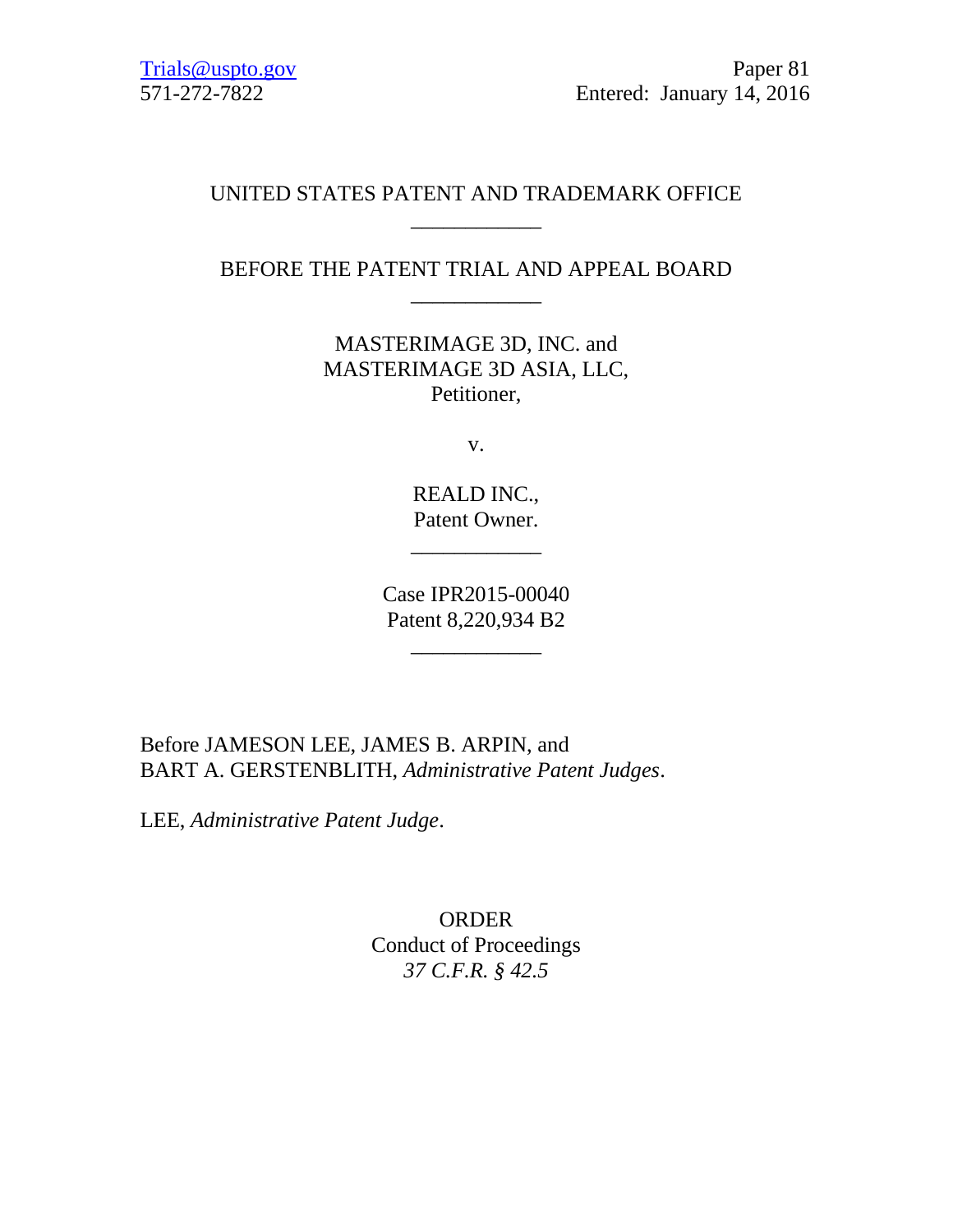Trials@uspto.gov
571-272-7822

Paper 81
Entered: January 14, 2016

UNITED STATES PATENT AND TRADEMARK OFFICE

---

BEFORE THE PATENT TRIAL AND APPEAL BOARD

---

MASTERIMAGE 3D, INC. and
MASTERIMAGE 3D ASIA, LLC,
Petitioner,

v.

REALD INC.,
Patent Owner.

---

Case IPR2015-00040
Patent 8,220,934 B2

---

Before JAMESON LEE, JAMES B. ARPIN, and
BART A. GERSTENBLITH, *Administrative Patent Judges*.

LEE, *Administrative Patent Judge*.

ORDER
Conduct of Proceedings
*37 C.F.R. § 42.5*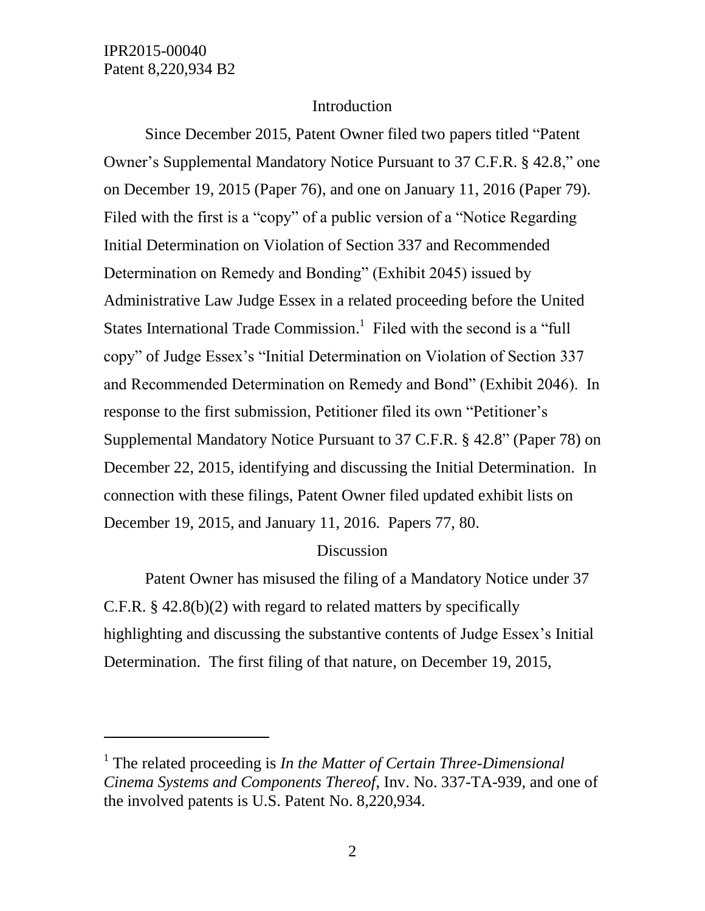## Introduction

Since December 2015, Patent Owner filed two papers titled "Patent Owner's Supplemental Mandatory Notice Pursuant to 37 C.F.R. § 42.8," one on December 19, 2015 (Paper 76), and one on January 11, 2016 (Paper 79). Filed with the first is a "copy" of a public version of a "Notice Regarding Initial Determination on Violation of Section 337 and Recommended Determination on Remedy and Bonding" (Exhibit 2045) issued by Administrative Law Judge Essex in a related proceeding before the United States International Trade Commission.[1] Filed with the second is a "full copy" of Judge Essex's "Initial Determination on Violation of Section 337 and Recommended Determination on Remedy and Bond" (Exhibit 2046). In response to the first submission, Petitioner filed its own "Petitioner's Supplemental Mandatory Notice Pursuant to 37 C.F.R. § 42.8" (Paper 78) on December 22, 2015, identifying and discussing the Initial Determination. In connection with these filings, Patent Owner filed updated exhibit lists on December 19, 2015, and January 11, 2016. Papers 77, 80.

## Discussion

Patent Owner has misused the filing of a Mandatory Notice under 37 C.F.R. § 42.8(b)(2) with regard to related matters by specifically highlighting and discussing the substantive contents of Judge Essex's Initial Determination. The first filing of that nature, on December 19, 2015,

---

[1] The related proceeding is *In the Matter of Certain Three-Dimensional Cinema Systems and Components Thereof*, Inv. No. 337-TA-939, and one of the involved patents is U.S. Patent No. 8,220,934.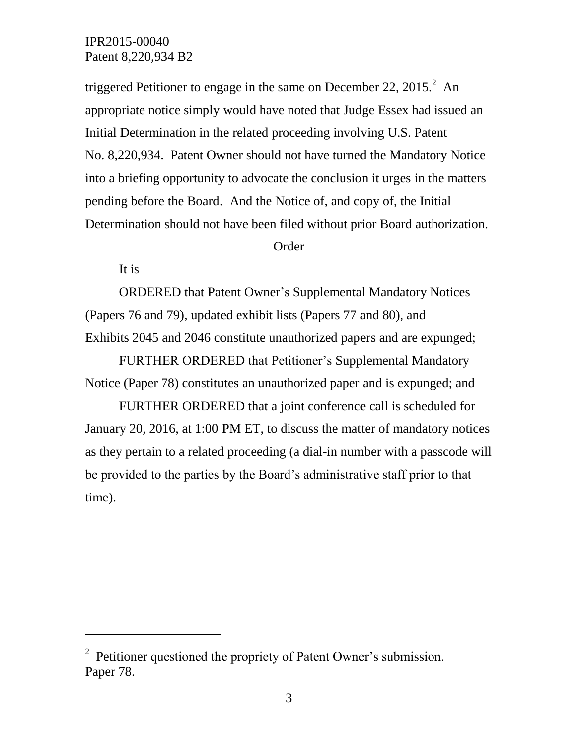triggered Petitioner to engage in the same on December 22, 2015.[2] An appropriate notice simply would have noted that Judge Essex had issued an Initial Determination in the related proceeding involving U.S. Patent No. 8,220,934. Patent Owner should not have turned the Mandatory Notice into a briefing opportunity to advocate the conclusion it urges in the matters pending before the Board. And the Notice of, and copy of, the Initial Determination should not have been filed without prior Board authorization.

Order

It is

ORDERED that Patent Owner's Supplemental Mandatory Notices (Papers 76 and 79), updated exhibit lists (Papers 77 and 80), and Exhibits 2045 and 2046 constitute unauthorized papers and are expunged;

FURTHER ORDERED that Petitioner's Supplemental Mandatory Notice (Paper 78) constitutes an unauthorized paper and is expunged; and

FURTHER ORDERED that a joint conference call is scheduled for January 20, 2016, at 1:00 PM ET, to discuss the matter of mandatory notices as they pertain to a related proceeding (a dial-in number with a passcode will be provided to the parties by the Board's administrative staff prior to that time).

---

[2] Petitioner questioned the propriety of Patent Owner's submission. Paper 78.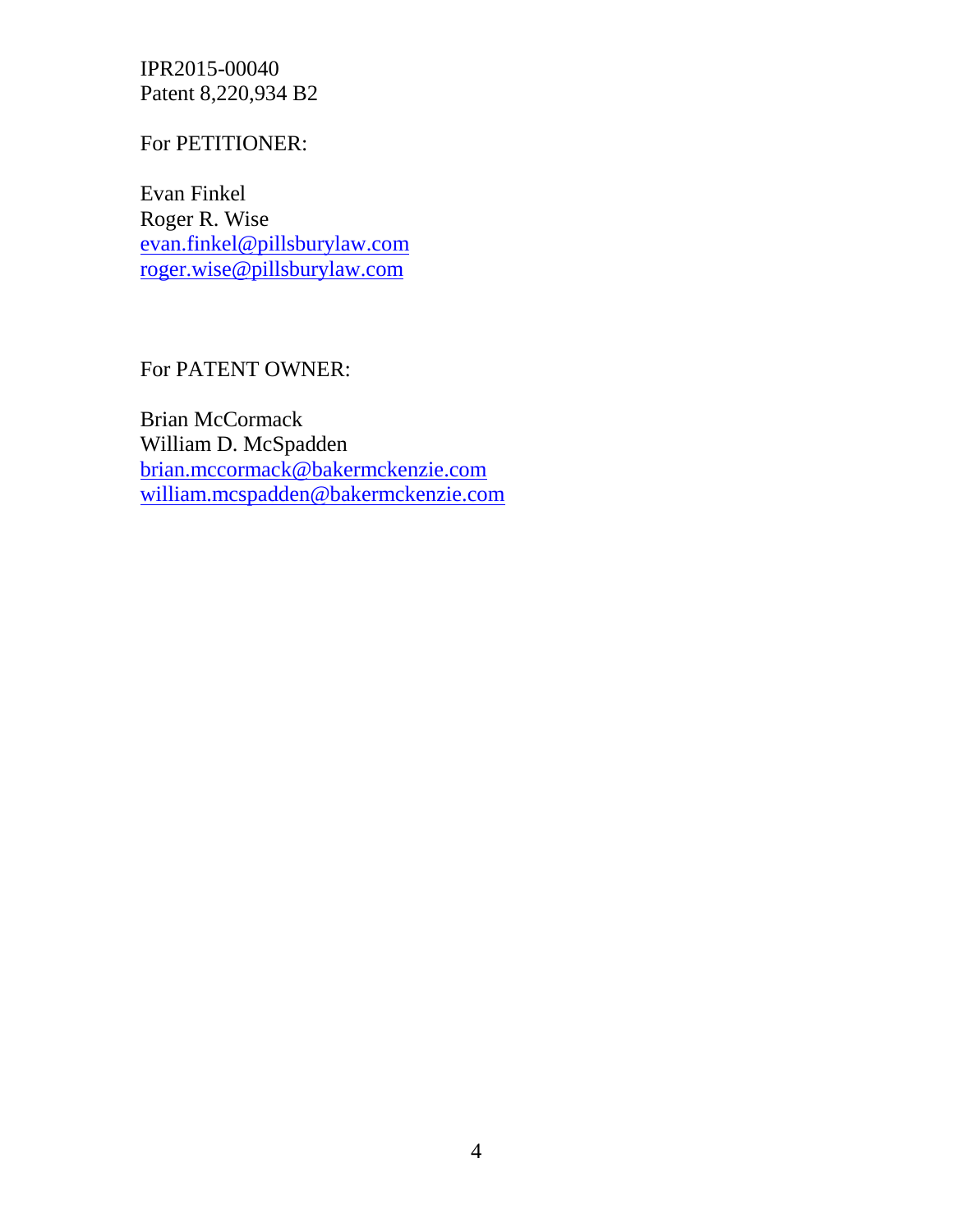For PETITIONER:

Evan Finkel
Roger R. Wise
evan.finkel@pillsburylaw.com
roger.wise@pillsburylaw.com

For PATENT OWNER:

Brian McCormack
William D. McSpadden
brian.mccormack@bakermckenzie.com
william.mcspadden@bakermckenzie.com